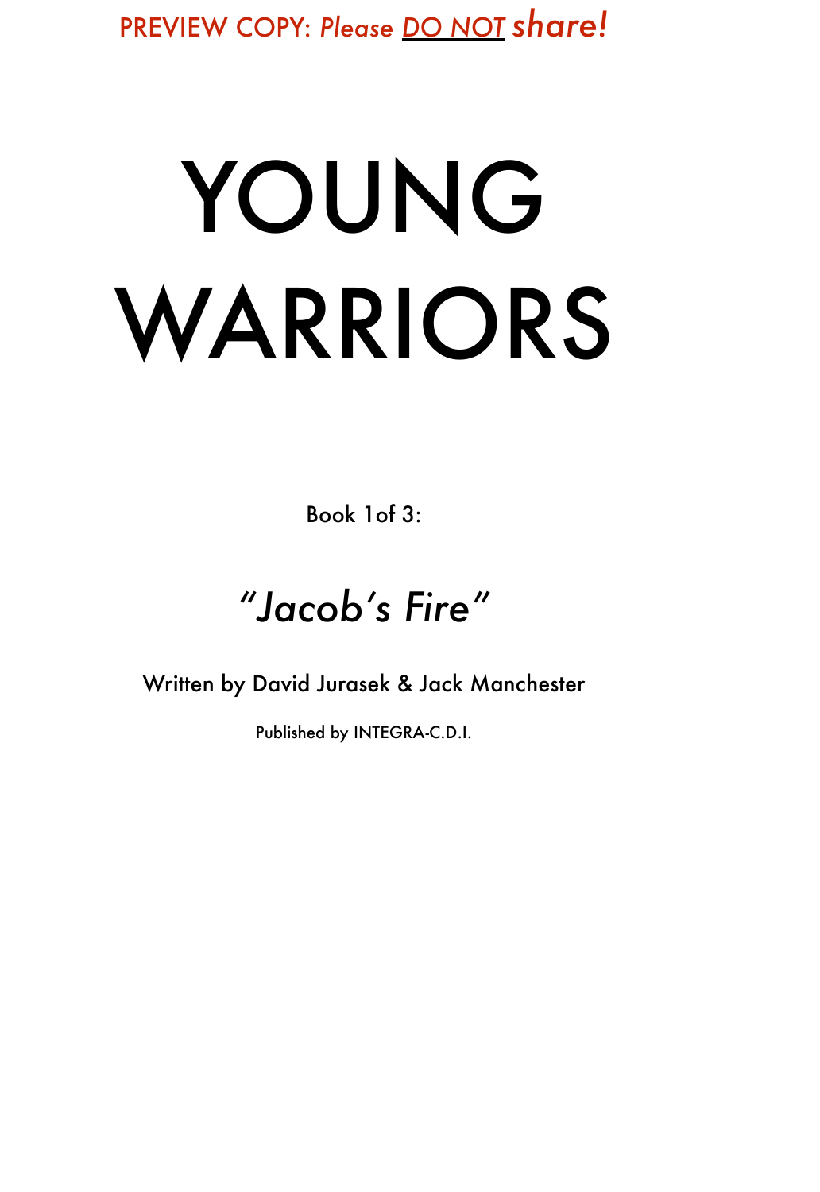PREVIEW COPY: *Please* ***DO NOT*** ***share!***

# YOUNG WARRIORS

Book 1of 3:

## *"Jacob's Fire"*

Written by David Jurasek & Jack Manchester

Published by INTEGRA-C.D.I.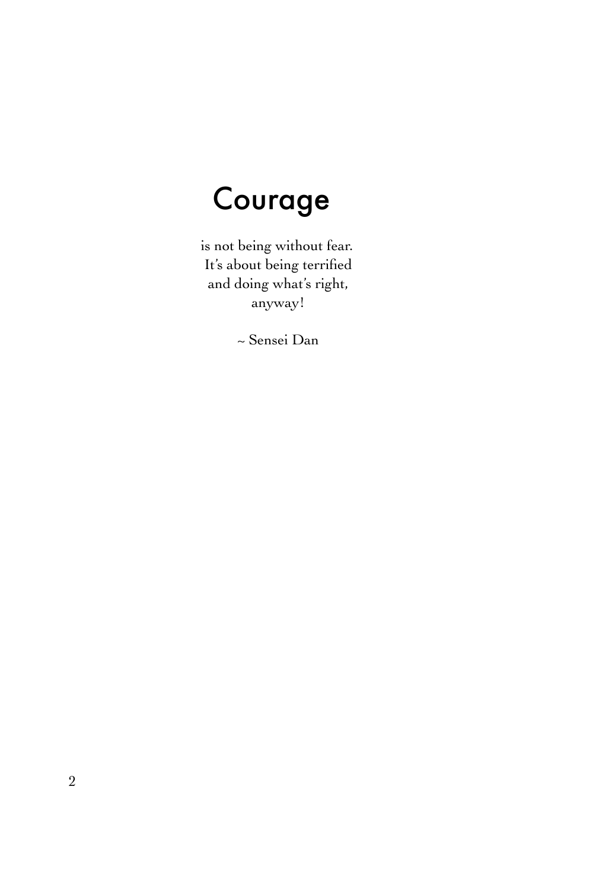# Courage

is not being without fear.
It's about being terrified
and doing what's right,
anyway!

~ Sensei Dan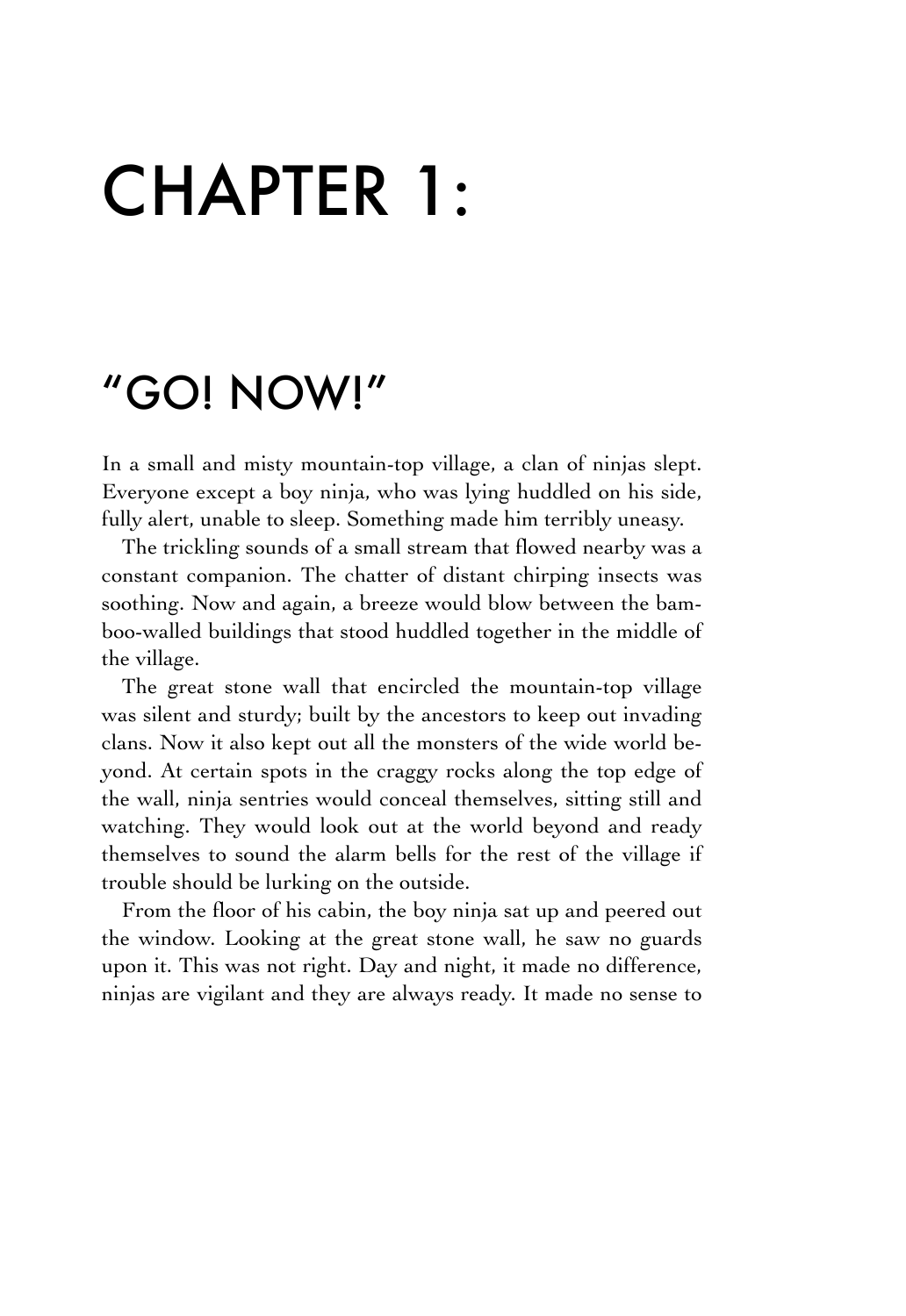# CHAPTER 1:

## "GO! NOW!"

In a small and misty mountain-top village, a clan of ninjas slept. Everyone except a boy ninja, who was lying huddled on his side, fully alert, unable to sleep. Something made him terribly uneasy.

The trickling sounds of a small stream that flowed nearby was a constant companion. The chatter of distant chirping insects was soothing. Now and again, a breeze would blow between the bamboo-walled buildings that stood huddled together in the middle of the village.

The great stone wall that encircled the mountain-top village was silent and sturdy; built by the ancestors to keep out invading clans. Now it also kept out all the monsters of the wide world beyond. At certain spots in the craggy rocks along the top edge of the wall, ninja sentries would conceal themselves, sitting still and watching. They would look out at the world beyond and ready themselves to sound the alarm bells for the rest of the village if trouble should be lurking on the outside.

From the floor of his cabin, the boy ninja sat up and peered out the window. Looking at the great stone wall, he saw no guards upon it. This was not right. Day and night, it made no difference, ninjas are vigilant and they are always ready. It made no sense to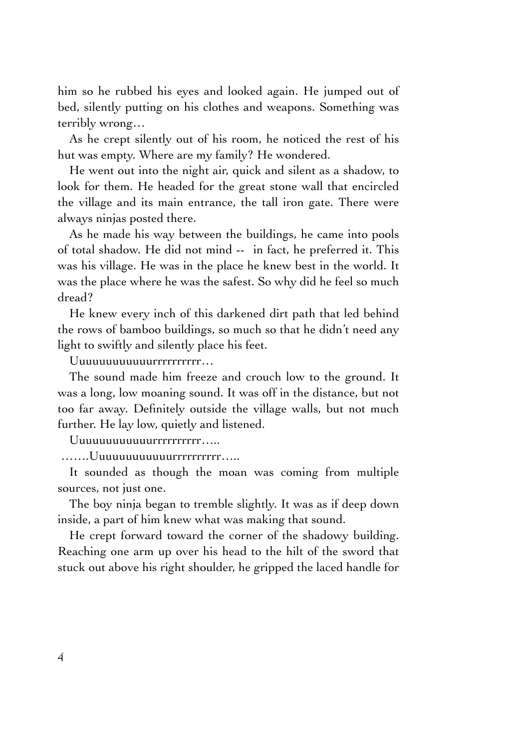him so he rubbed his eyes and looked again. He jumped out of bed, silently putting on his clothes and weapons. Something was terribly wrong…

As he crept silently out of his room, he noticed the rest of his hut was empty. Where are my family? He wondered.

He went out into the night air, quick and silent as a shadow, to look for them. He headed for the great stone wall that encircled the village and its main entrance, the tall iron gate. There were always ninjas posted there.

As he made his way between the buildings, he came into pools of total shadow. He did not mind -- in fact, he preferred it. This was his village. He was in the place he knew best in the world. It was the place where he was the safest. So why did he feel so much dread?

He knew every inch of this darkened dirt path that led behind the rows of bamboo buildings, so much so that he didn't need any light to swiftly and silently place his feet.

Uuuuuuuuuuuurrrrrrrrrr…

The sound made him freeze and crouch low to the ground. It was a long, low moaning sound. It was off in the distance, but not too far away. Definitely outside the village walls, but not much further. He lay low, quietly and listened.

Uuuuuuuuuuuurrrrrrrrrr…..

…….Uuuuuuuuuuuurrrrrrrrrr…..

It sounded as though the moan was coming from multiple sources, not just one.

The boy ninja began to tremble slightly. It was as if deep down inside, a part of him knew what was making that sound.

He crept forward toward the corner of the shadowy building. Reaching one arm up over his head to the hilt of the sword that stuck out above his right shoulder, he gripped the laced handle for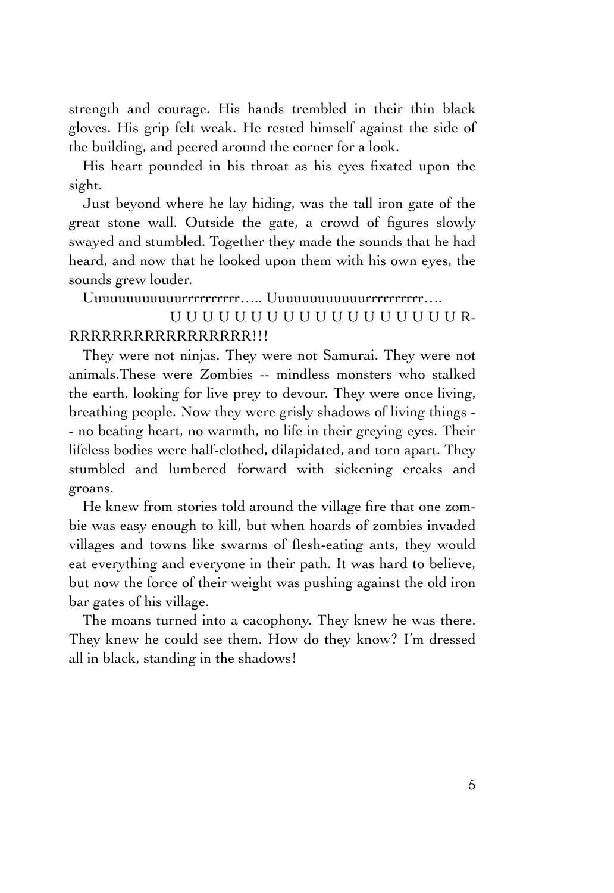strength and courage. His hands trembled in their thin black gloves. His grip felt weak. He rested himself against the side of the building, and peered around the corner for a look.

His heart pounded in his throat as his eyes fixated upon the sight.

Just beyond where he lay hiding, was the tall iron gate of the great stone wall. Outside the gate, a crowd of figures slowly swayed and stumbled. Together they made the sounds that he had heard, and now that he looked upon them with his own eyes, the sounds grew louder.

Uuuuuuuuuuuurrrrrrrrrr….. Uuuuuuuuuuuurrrrrrrrrr….

U U U U U U U U U U U U U U U U U R-RRRRRRRRRRRRRRRR!!!

They were not ninjas. They were not Samurai. They were not animals.These were Zombies -- mindless monsters who stalked the earth, looking for live prey to devour. They were once living, breathing people. Now they were grisly shadows of living things -- no beating heart, no warmth, no life in their greying eyes. Their lifeless bodies were half-clothed, dilapidated, and torn apart. They stumbled and lumbered forward with sickening creaks and groans.

He knew from stories told around the village fire that one zombie was easy enough to kill, but when hoards of zombies invaded villages and towns like swarms of flesh-eating ants, they would eat everything and everyone in their path. It was hard to believe, but now the force of their weight was pushing against the old iron bar gates of his village.

The moans turned into a cacophony. They knew he was there. They knew he could see them. How do they know? I'm dressed all in black, standing in the shadows!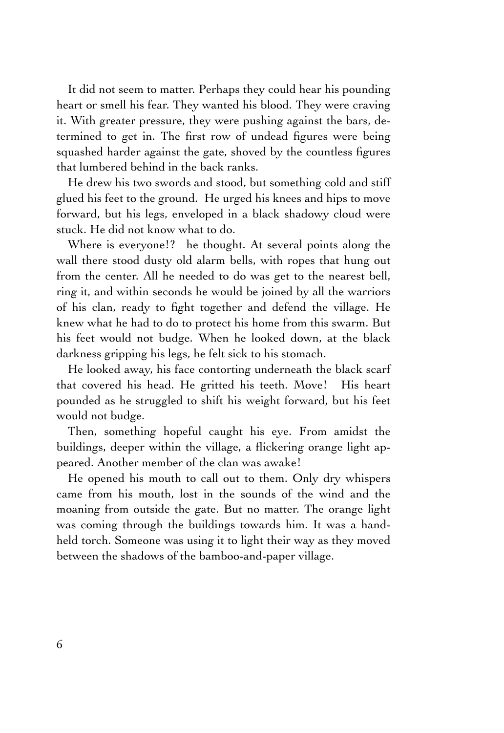It did not seem to matter. Perhaps they could hear his pounding heart or smell his fear. They wanted his blood. They were craving it. With greater pressure, they were pushing against the bars, determined to get in. The first row of undead figures were being squashed harder against the gate, shoved by the countless figures that lumbered behind in the back ranks.

He drew his two swords and stood, but something cold and stiff glued his feet to the ground. He urged his knees and hips to move forward, but his legs, enveloped in a black shadowy cloud were stuck. He did not know what to do.

Where is everyone!? he thought. At several points along the wall there stood dusty old alarm bells, with ropes that hung out from the center. All he needed to do was get to the nearest bell, ring it, and within seconds he would be joined by all the warriors of his clan, ready to fight together and defend the village. He knew what he had to do to protect his home from this swarm. But his feet would not budge. When he looked down, at the black darkness gripping his legs, he felt sick to his stomach.

He looked away, his face contorting underneath the black scarf that covered his head. He gritted his teeth. Move! His heart pounded as he struggled to shift his weight forward, but his feet would not budge.

Then, something hopeful caught his eye. From amidst the buildings, deeper within the village, a flickering orange light appeared. Another member of the clan was awake!

He opened his mouth to call out to them. Only dry whispers came from his mouth, lost in the sounds of the wind and the moaning from outside the gate. But no matter. The orange light was coming through the buildings towards him. It was a hand-held torch. Someone was using it to light their way as they moved between the shadows of the bamboo-and-paper village.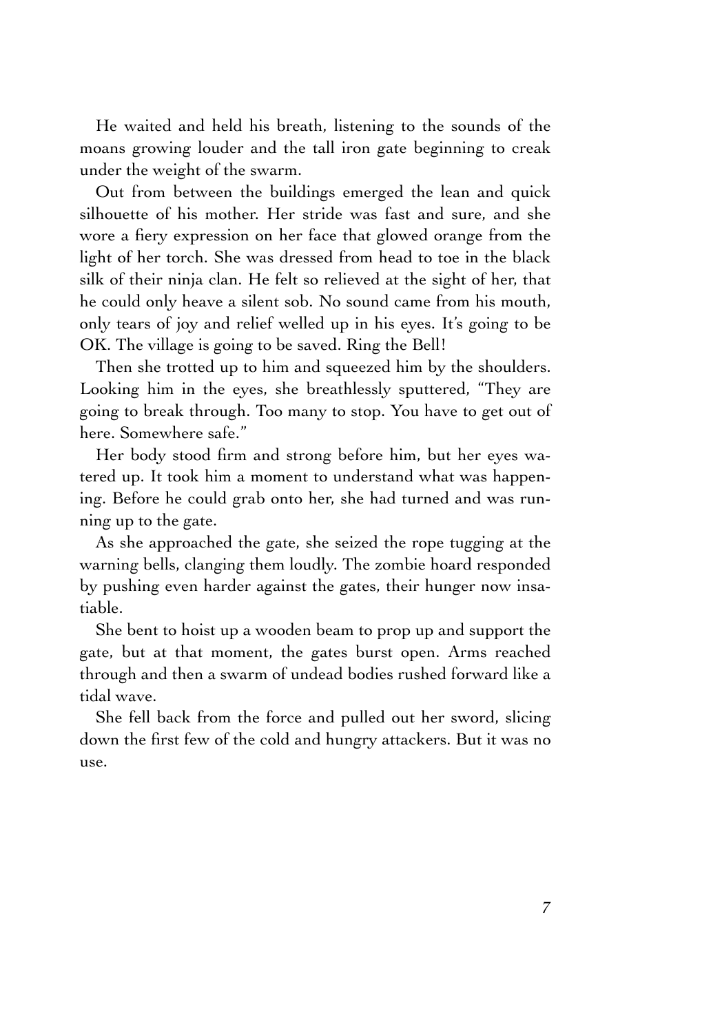He waited and held his breath, listening to the sounds of the moans growing louder and the tall iron gate beginning to creak under the weight of the swarm.

Out from between the buildings emerged the lean and quick silhouette of his mother. Her stride was fast and sure, and she wore a fiery expression on her face that glowed orange from the light of her torch. She was dressed from head to toe in the black silk of their ninja clan. He felt so relieved at the sight of her, that he could only heave a silent sob. No sound came from his mouth, only tears of joy and relief welled up in his eyes. It's going to be OK. The village is going to be saved. Ring the Bell!

Then she trotted up to him and squeezed him by the shoulders. Looking him in the eyes, she breathlessly sputtered, "They are going to break through. Too many to stop. You have to get out of here. Somewhere safe."

Her body stood firm and strong before him, but her eyes watered up. It took him a moment to understand what was happening. Before he could grab onto her, she had turned and was running up to the gate.

As she approached the gate, she seized the rope tugging at the warning bells, clanging them loudly. The zombie hoard responded by pushing even harder against the gates, their hunger now insatiable.

She bent to hoist up a wooden beam to prop up and support the gate, but at that moment, the gates burst open. Arms reached through and then a swarm of undead bodies rushed forward like a tidal wave.

She fell back from the force and pulled out her sword, slicing down the first few of the cold and hungry attackers. But it was no use.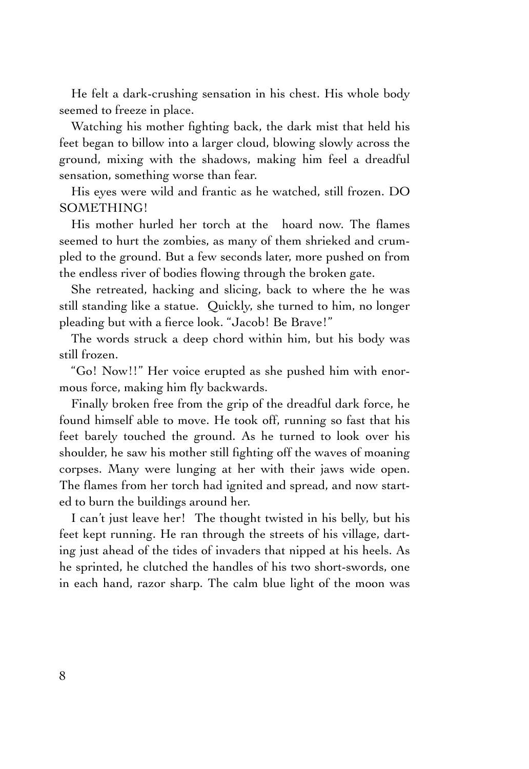He felt a dark-crushing sensation in his chest. His whole body seemed to freeze in place.

Watching his mother fighting back, the dark mist that held his feet began to billow into a larger cloud, blowing slowly across the ground, mixing with the shadows, making him feel a dreadful sensation, something worse than fear.

His eyes were wild and frantic as he watched, still frozen. DO SOMETHING!

His mother hurled her torch at the hoard now. The flames seemed to hurt the zombies, as many of them shrieked and crumpled to the ground. But a few seconds later, more pushed on from the endless river of bodies flowing through the broken gate.

She retreated, hacking and slicing, back to where the he was still standing like a statue. Quickly, she turned to him, no longer pleading but with a fierce look. "Jacob! Be Brave!"

The words struck a deep chord within him, but his body was still frozen.

"Go! Now!!" Her voice erupted as she pushed him with enormous force, making him fly backwards.

Finally broken free from the grip of the dreadful dark force, he found himself able to move. He took off, running so fast that his feet barely touched the ground. As he turned to look over his shoulder, he saw his mother still fighting off the waves of moaning corpses. Many were lunging at her with their jaws wide open. The flames from her torch had ignited and spread, and now started to burn the buildings around her.

I can't just leave her! The thought twisted in his belly, but his feet kept running. He ran through the streets of his village, darting just ahead of the tides of invaders that nipped at his heels. As he sprinted, he clutched the handles of his two short-swords, one in each hand, razor sharp. The calm blue light of the moon was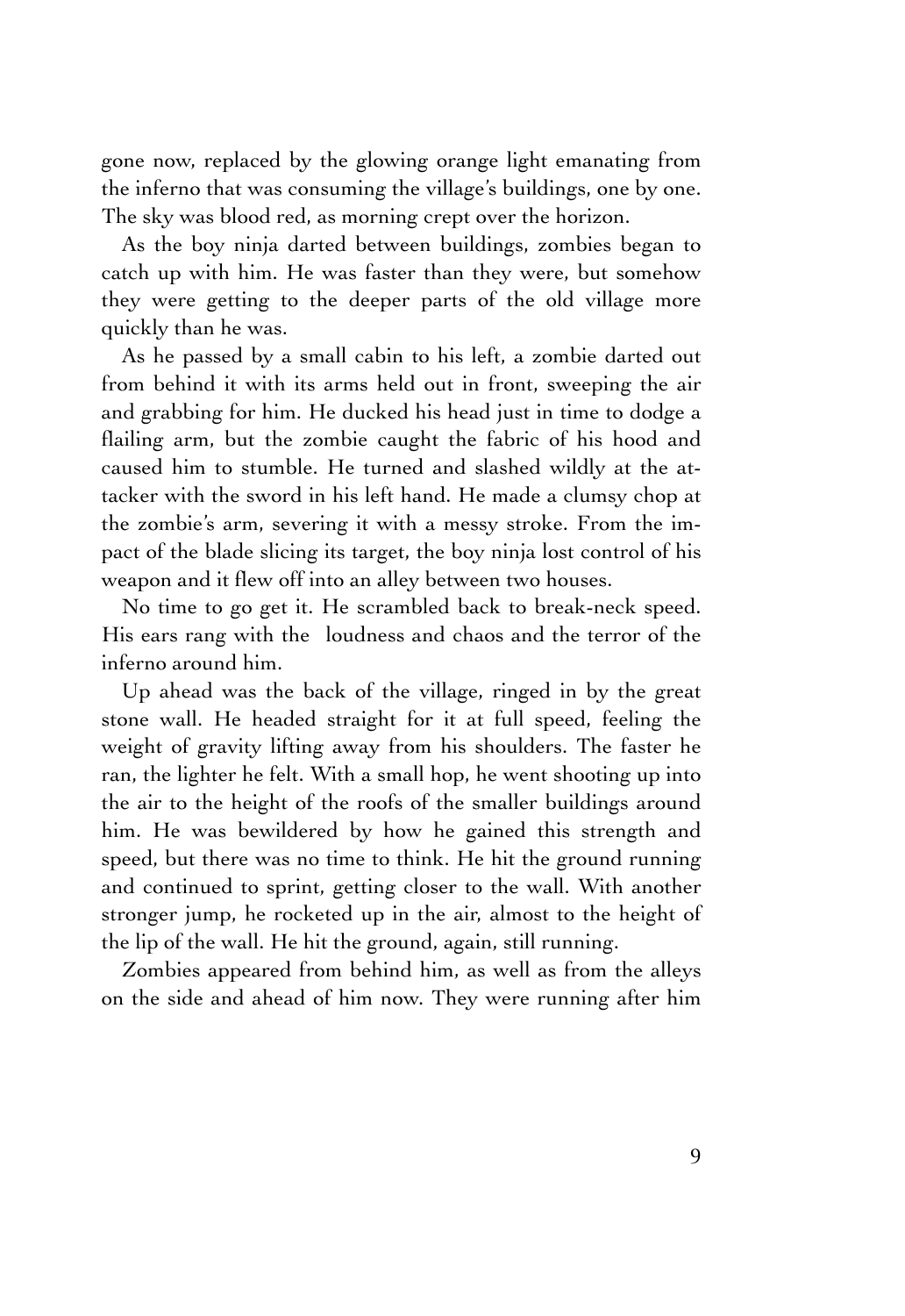gone now, replaced by the glowing orange light emanating from the inferno that was consuming the village's buildings, one by one. The sky was blood red, as morning crept over the horizon.

As the boy ninja darted between buildings, zombies began to catch up with him. He was faster than they were, but somehow they were getting to the deeper parts of the old village more quickly than he was.

As he passed by a small cabin to his left, a zombie darted out from behind it with its arms held out in front, sweeping the air and grabbing for him. He ducked his head just in time to dodge a flailing arm, but the zombie caught the fabric of his hood and caused him to stumble. He turned and slashed wildly at the attacker with the sword in his left hand. He made a clumsy chop at the zombie's arm, severing it with a messy stroke. From the impact of the blade slicing its target, the boy ninja lost control of his weapon and it flew off into an alley between two houses.

No time to go get it. He scrambled back to break-neck speed. His ears rang with the loudness and chaos and the terror of the inferno around him.

Up ahead was the back of the village, ringed in by the great stone wall. He headed straight for it at full speed, feeling the weight of gravity lifting away from his shoulders. The faster he ran, the lighter he felt. With a small hop, he went shooting up into the air to the height of the roofs of the smaller buildings around him. He was bewildered by how he gained this strength and speed, but there was no time to think. He hit the ground running and continued to sprint, getting closer to the wall. With another stronger jump, he rocketed up in the air, almost to the height of the lip of the wall. He hit the ground, again, still running.

Zombies appeared from behind him, as well as from the alleys on the side and ahead of him now. They were running after him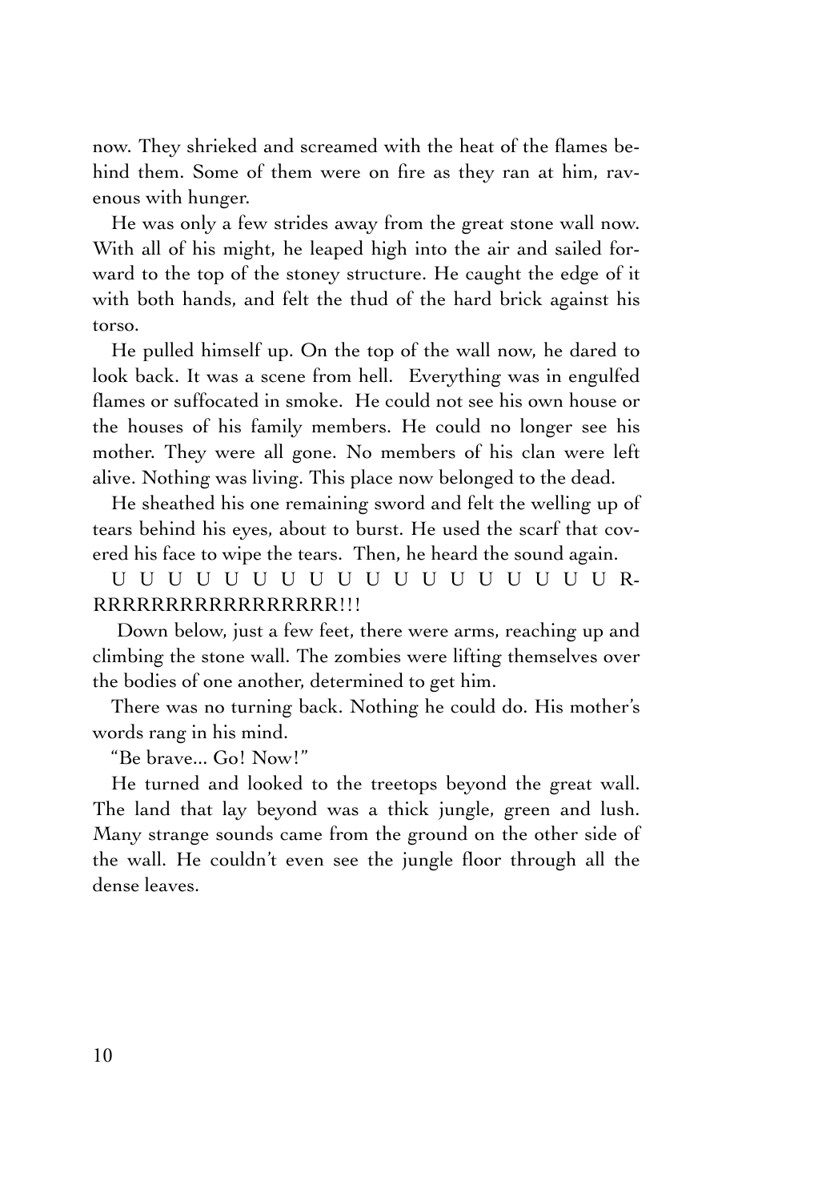now. They shrieked and screamed with the heat of the flames behind them. Some of them were on fire as they ran at him, ravenous with hunger.

He was only a few strides away from the great stone wall now. With all of his might, he leaped high into the air and sailed forward to the top of the stoney structure. He caught the edge of it with both hands, and felt the thud of the hard brick against his torso.

He pulled himself up. On the top of the wall now, he dared to look back. It was a scene from hell. Everything was in engulfed flames or suffocated in smoke. He could not see his own house or the houses of his family members. He could no longer see his mother. They were all gone. No members of his clan were left alive. Nothing was living. This place now belonged to the dead.

He sheathed his one remaining sword and felt the welling up of tears behind his eyes, about to burst. He used the scarf that covered his face to wipe the tears. Then, he heard the sound again.

U U U U U U U U U U U U U U U U U RRRRRRRRRRRRRRRRRR!!!

Down below, just a few feet, there were arms, reaching up and climbing the stone wall. The zombies were lifting themselves over the bodies of one another, determined to get him.

There was no turning back. Nothing he could do. His mother's words rang in his mind.

"Be brave... Go! Now!"

He turned and looked to the treetops beyond the great wall. The land that lay beyond was a thick jungle, green and lush. Many strange sounds came from the ground on the other side of the wall. He couldn't even see the jungle floor through all the dense leaves.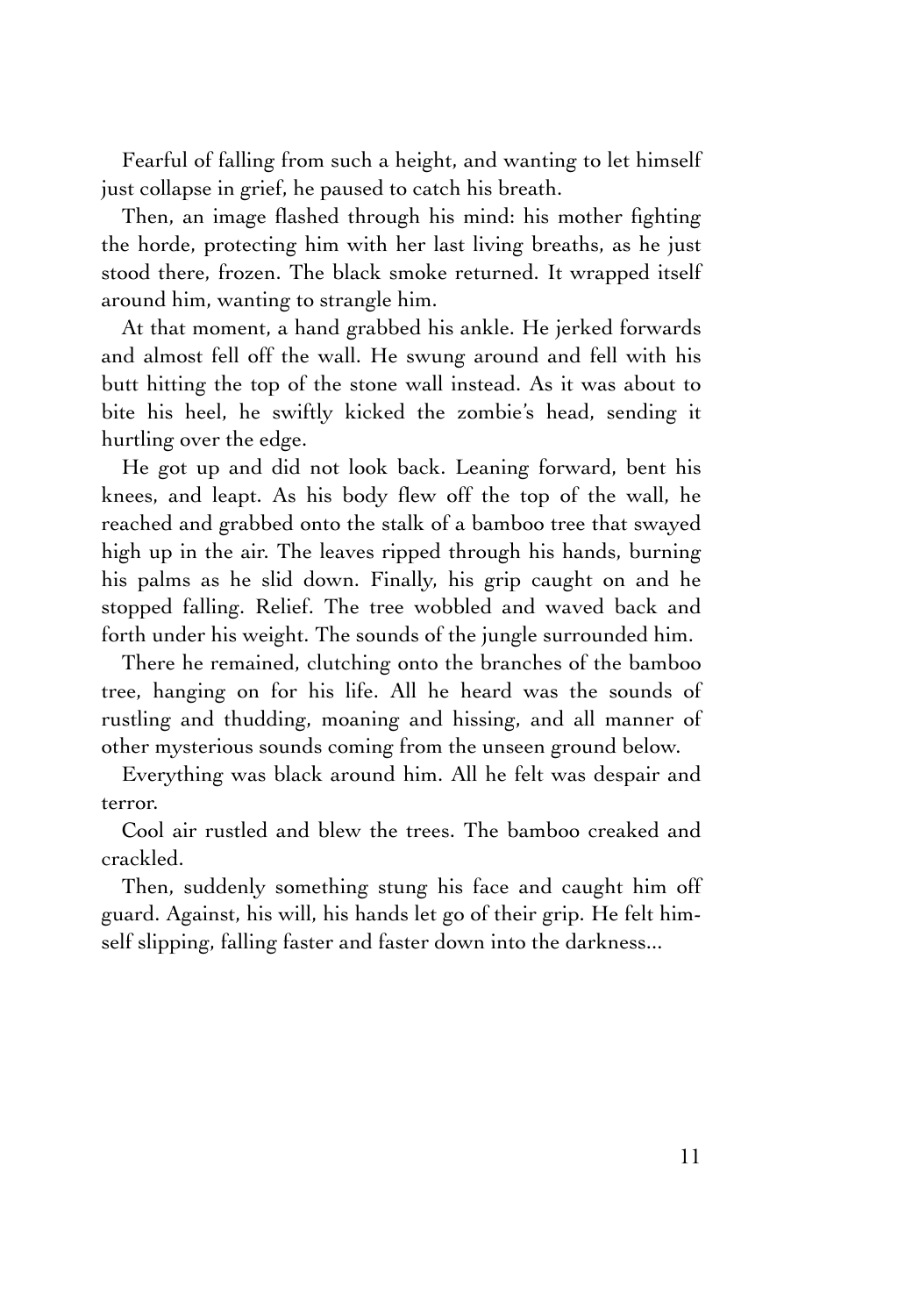Fearful of falling from such a height, and wanting to let himself just collapse in grief, he paused to catch his breath.

Then, an image flashed through his mind: his mother fighting the horde, protecting him with her last living breaths, as he just stood there, frozen. The black smoke returned. It wrapped itself around him, wanting to strangle him.

At that moment, a hand grabbed his ankle. He jerked forwards and almost fell off the wall. He swung around and fell with his butt hitting the top of the stone wall instead. As it was about to bite his heel, he swiftly kicked the zombie's head, sending it hurtling over the edge.

He got up and did not look back. Leaning forward, bent his knees, and leapt. As his body flew off the top of the wall, he reached and grabbed onto the stalk of a bamboo tree that swayed high up in the air. The leaves ripped through his hands, burning his palms as he slid down. Finally, his grip caught on and he stopped falling. Relief. The tree wobbled and waved back and forth under his weight. The sounds of the jungle surrounded him.

There he remained, clutching onto the branches of the bamboo tree, hanging on for his life. All he heard was the sounds of rustling and thudding, moaning and hissing, and all manner of other mysterious sounds coming from the unseen ground below.

Everything was black around him. All he felt was despair and terror.

Cool air rustled and blew the trees. The bamboo creaked and crackled.

Then, suddenly something stung his face and caught him off guard. Against, his will, his hands let go of their grip. He felt himself slipping, falling faster and faster down into the darkness...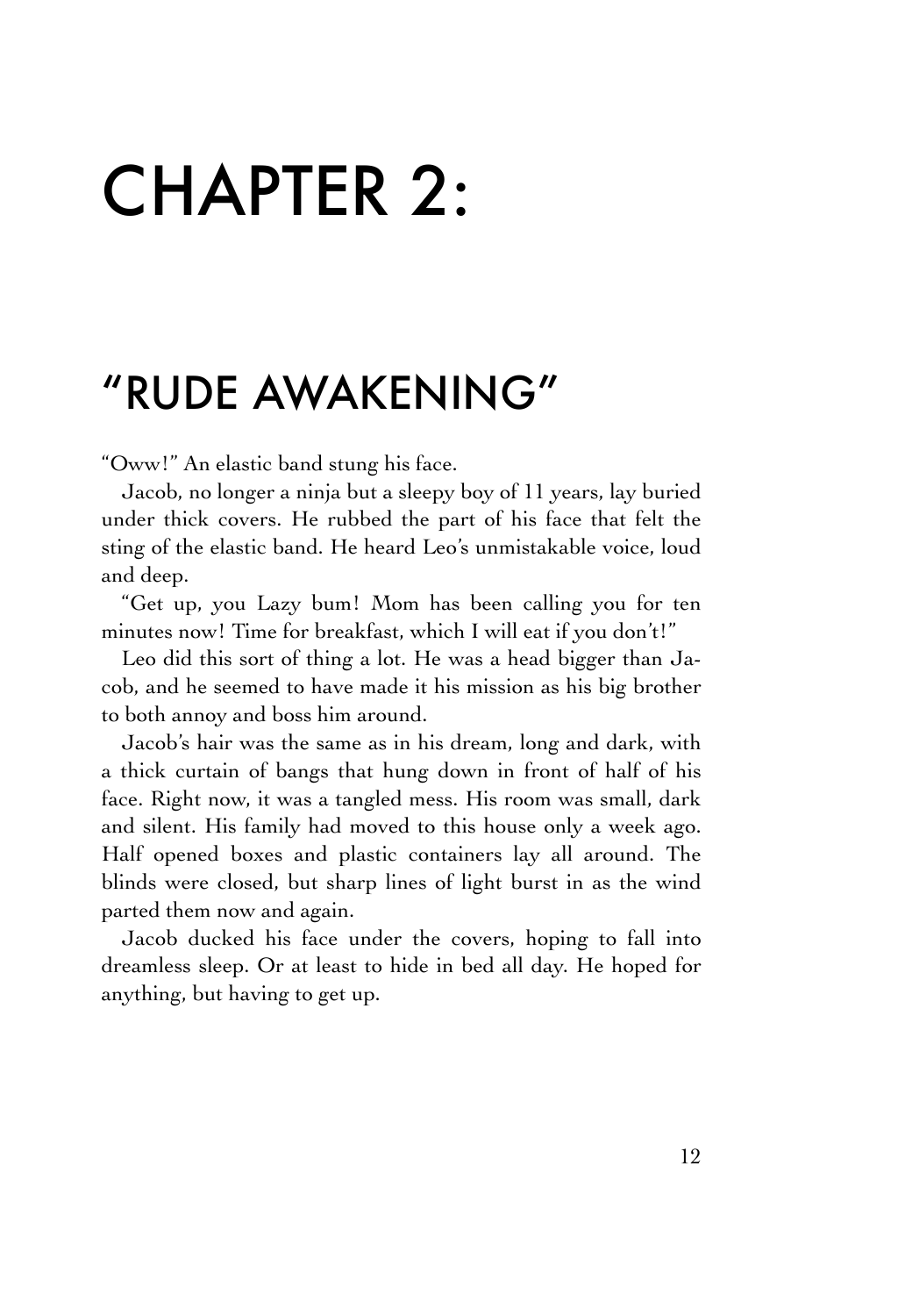# CHAPTER 2:

## "RUDE AWAKENING"

"Oww!" An elastic band stung his face.

Jacob, no longer a ninja but a sleepy boy of 11 years, lay buried under thick covers. He rubbed the part of his face that felt the sting of the elastic band. He heard Leo's unmistakable voice, loud and deep.

"Get up, you Lazy bum! Mom has been calling you for ten minutes now! Time for breakfast, which I will eat if you don't!"

Leo did this sort of thing a lot. He was a head bigger than Jacob, and he seemed to have made it his mission as his big brother to both annoy and boss him around.

Jacob's hair was the same as in his dream, long and dark, with a thick curtain of bangs that hung down in front of half of his face. Right now, it was a tangled mess. His room was small, dark and silent. His family had moved to this house only a week ago. Half opened boxes and plastic containers lay all around. The blinds were closed, but sharp lines of light burst in as the wind parted them now and again.

Jacob ducked his face under the covers, hoping to fall into dreamless sleep. Or at least to hide in bed all day. He hoped for anything, but having to get up.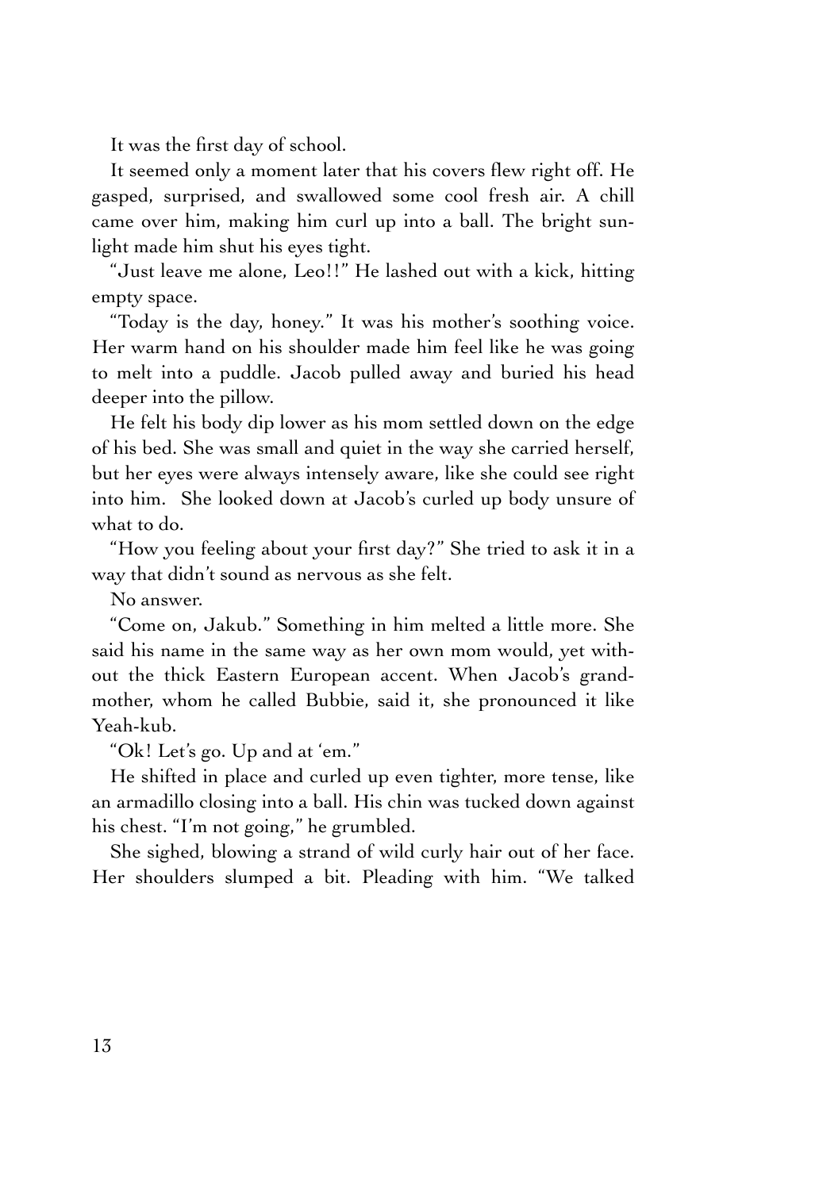It was the first day of school.

It seemed only a moment later that his covers flew right off. He gasped, surprised, and swallowed some cool fresh air. A chill came over him, making him curl up into a ball. The bright sunlight made him shut his eyes tight.

"Just leave me alone, Leo!!" He lashed out with a kick, hitting empty space.

"Today is the day, honey." It was his mother's soothing voice. Her warm hand on his shoulder made him feel like he was going to melt into a puddle. Jacob pulled away and buried his head deeper into the pillow.

He felt his body dip lower as his mom settled down on the edge of his bed. She was small and quiet in the way she carried herself, but her eyes were always intensely aware, like she could see right into him. She looked down at Jacob's curled up body unsure of what to do.

"How you feeling about your first day?" She tried to ask it in a way that didn't sound as nervous as she felt.

No answer.

"Come on, Jakub." Something in him melted a little more. She said his name in the same way as her own mom would, yet without the thick Eastern European accent. When Jacob's grandmother, whom he called Bubbie, said it, she pronounced it like Yeah-kub.

"Ok! Let's go. Up and at 'em."

He shifted in place and curled up even tighter, more tense, like an armadillo closing into a ball. His chin was tucked down against his chest. "I'm not going," he grumbled.

She sighed, blowing a strand of wild curly hair out of her face. Her shoulders slumped a bit. Pleading with him. "We talked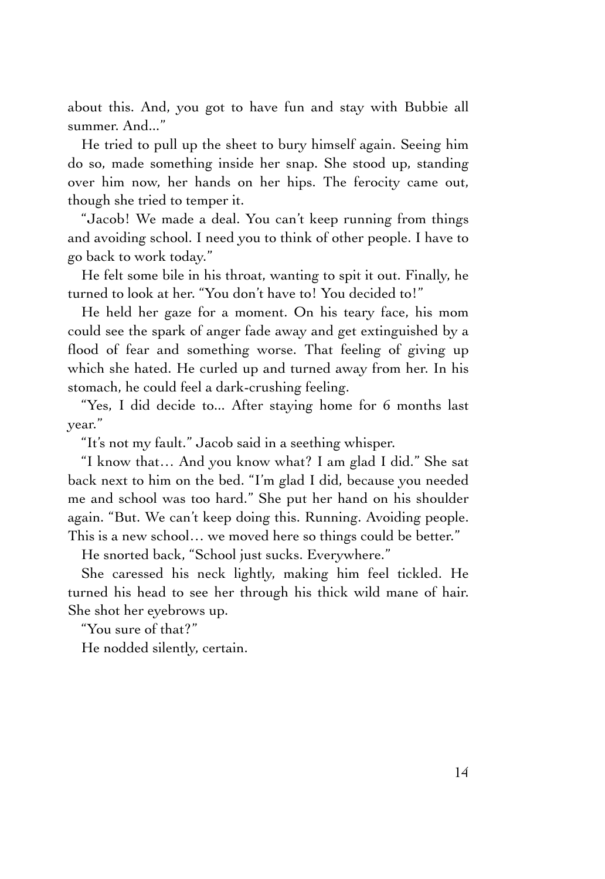about this. And, you got to have fun and stay with Bubbie all summer. And..."

He tried to pull up the sheet to bury himself again. Seeing him do so, made something inside her snap. She stood up, standing over him now, her hands on her hips. The ferocity came out, though she tried to temper it.

"Jacob! We made a deal. You can't keep running from things and avoiding school. I need you to think of other people. I have to go back to work today."

He felt some bile in his throat, wanting to spit it out. Finally, he turned to look at her. "You don't have to! You decided to!"

He held her gaze for a moment. On his teary face, his mom could see the spark of anger fade away and get extinguished by a flood of fear and something worse. That feeling of giving up which she hated. He curled up and turned away from her. In his stomach, he could feel a dark-crushing feeling.

"Yes, I did decide to... After staying home for 6 months last year."

"It's not my fault." Jacob said in a seething whisper.

"I know that… And you know what? I am glad I did." She sat back next to him on the bed. "I'm glad I did, because you needed me and school was too hard." She put her hand on his shoulder again. "But. We can't keep doing this. Running. Avoiding people. This is a new school… we moved here so things could be better."

He snorted back, "School just sucks. Everywhere."

She caressed his neck lightly, making him feel tickled. He turned his head to see her through his thick wild mane of hair. She shot her eyebrows up.

"You sure of that?"

He nodded silently, certain.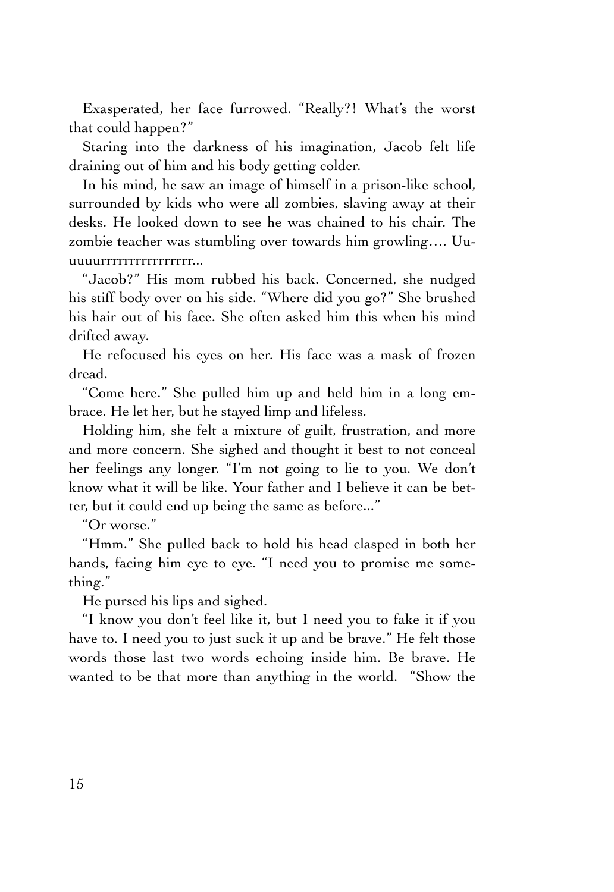Exasperated, her face furrowed. "Really?! What's the worst that could happen?"

Staring into the darkness of his imagination, Jacob felt life draining out of him and his body getting colder.

In his mind, he saw an image of himself in a prison-like school, surrounded by kids who were all zombies, slaving away at their desks. He looked down to see he was chained to his chair. The zombie teacher was stumbling over towards him growling.... Uuuuuurrrrrrrrrrrrrrrr...

"Jacob?" His mom rubbed his back. Concerned, she nudged his stiff body over on his side. "Where did you go?" She brushed his hair out of his face. She often asked him this when his mind drifted away.

He refocused his eyes on her. His face was a mask of frozen dread.

"Come here." She pulled him up and held him in a long embrace. He let her, but he stayed limp and lifeless.

Holding him, she felt a mixture of guilt, frustration, and more and more concern. She sighed and thought it best to not conceal her feelings any longer. "I'm not going to lie to you. We don't know what it will be like. Your father and I believe it can be better, but it could end up being the same as before..."

"Or worse."

"Hmm." She pulled back to hold his head clasped in both her hands, facing him eye to eye. "I need you to promise me something."

He pursed his lips and sighed.

"I know you don't feel like it, but I need you to fake it if you have to. I need you to just suck it up and be brave." He felt those words those last two words echoing inside him. Be brave. He wanted to be that more than anything in the world. "Show the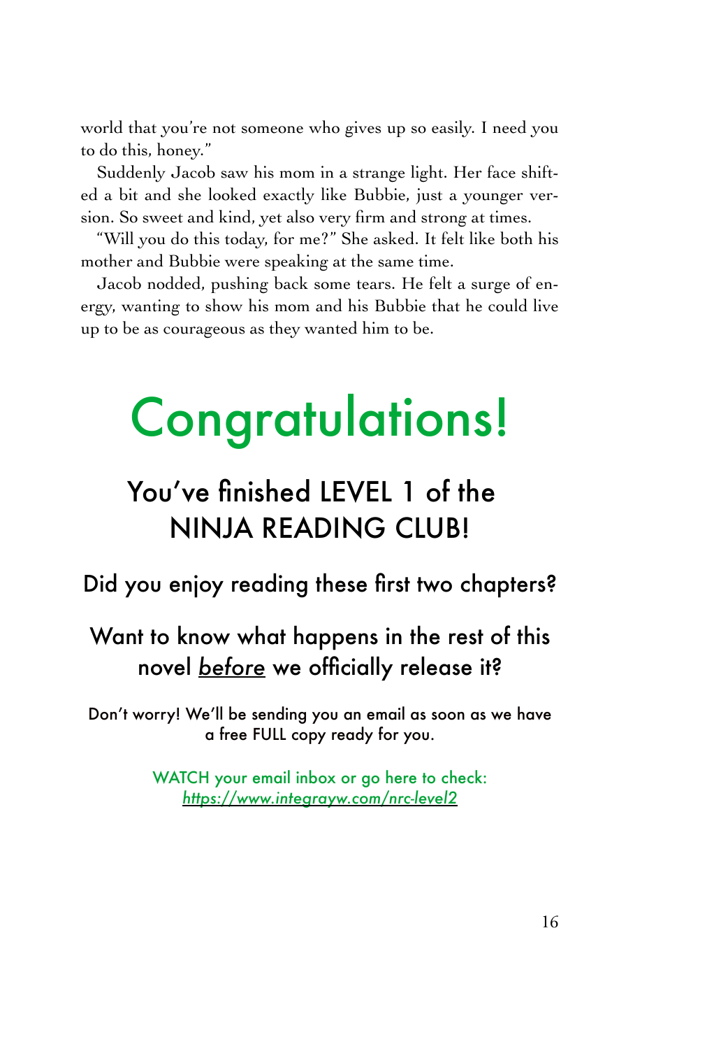world that you're not someone who gives up so easily. I need you to do this, honey."

Suddenly Jacob saw his mom in a strange light. Her face shifted a bit and she looked exactly like Bubbie, just a younger version. So sweet and kind, yet also very firm and strong at times.

"Will you do this today, for me?" She asked. It felt like both his mother and Bubbie were speaking at the same time.

Jacob nodded, pushing back some tears. He felt a surge of energy, wanting to show his mom and his Bubbie that he could live up to be as courageous as they wanted him to be.

# Congratulations!

## You've finished LEVEL 1 of the NINJA READING CLUB!

### Did you enjoy reading these first two chapters?

### Want to know what happens in the rest of this novel <u>*before*</u> we officially release it?

Don't worry! We'll be sending you an email as soon as we have a free FULL copy ready for you.

WATCH your email inbox or go here to check:
*https://www.integrayw.com/nrc-level2*